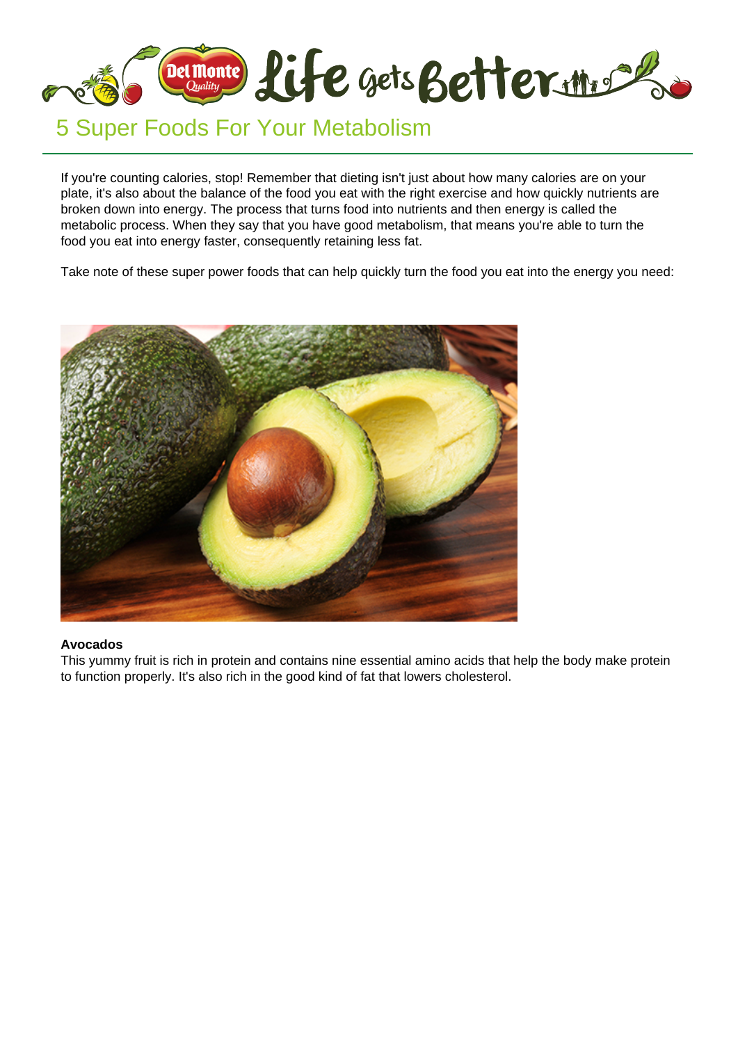# 5 Super Foods For Your Metabolism

If you're counting calories, stop! Remember that dieting isn't just about how many calories are on your plate, it's also about the balance of the food you eat with the right exercise and how quickly nutrients are broken down into energy. The process that turns food into nutrients and then energy is called the metabolic process. When they say that you have good metabolism, that means you're able to turn the food you eat into energy faster, consequently retaining less fat.

Take note of these super power foods that can help quickly turn the food you eat into the energy you need:

**Avocados**
This yummy fruit is rich in protein and contains nine essential amino acids that help the body make protein to function properly. It's also rich in the good kind of fat that lowers cholesterol.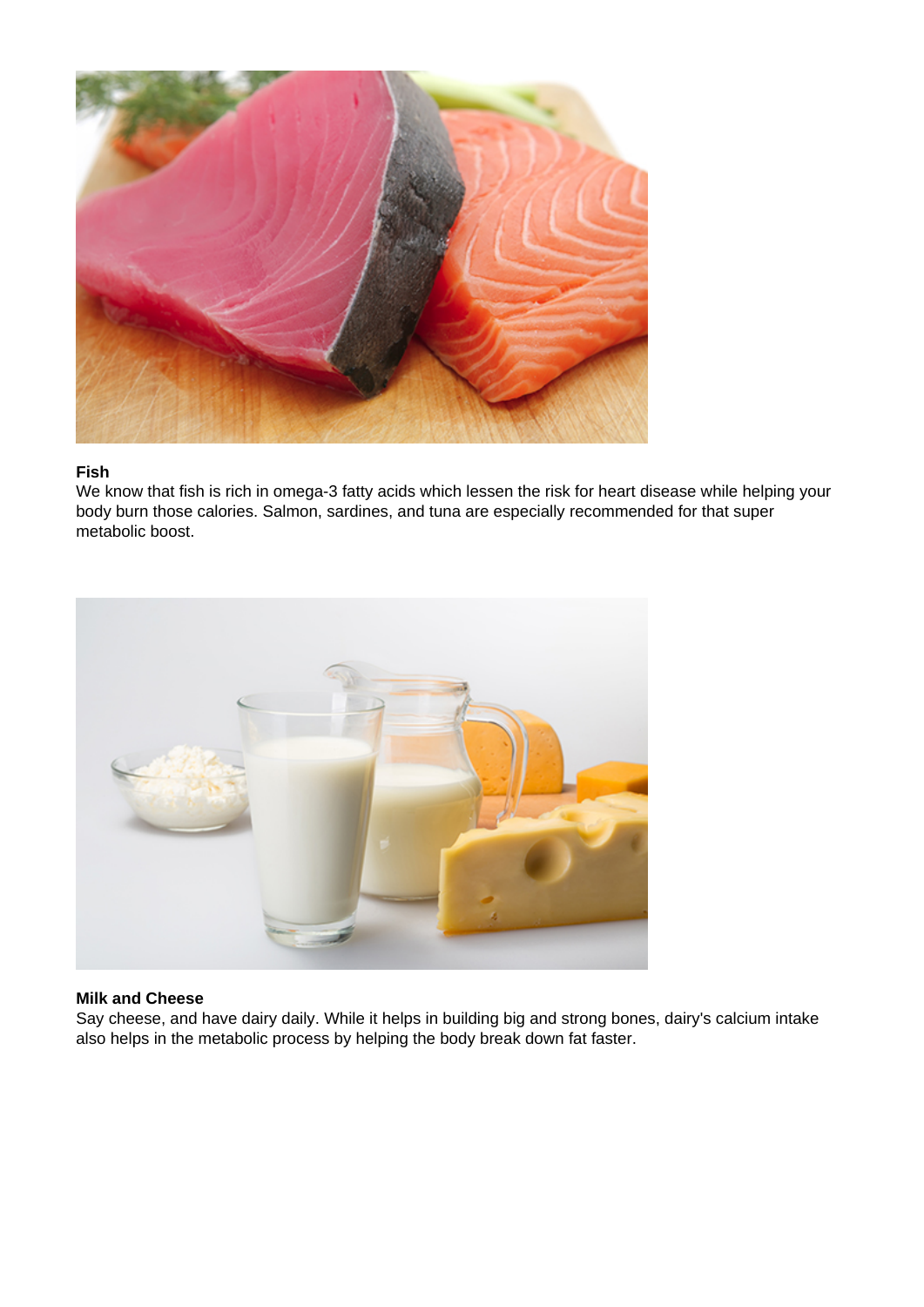**Fish**

We know that fish is rich in omega-3 fatty acids which lessen the risk for heart disease while helping your body burn those calories. Salmon, sardines, and tuna are especially recommended for that super metabolic boost.

**Milk and Cheese**

Say cheese, and have dairy daily. While it helps in building big and strong bones, dairy's calcium intake also helps in the metabolic process by helping the body break down fat faster.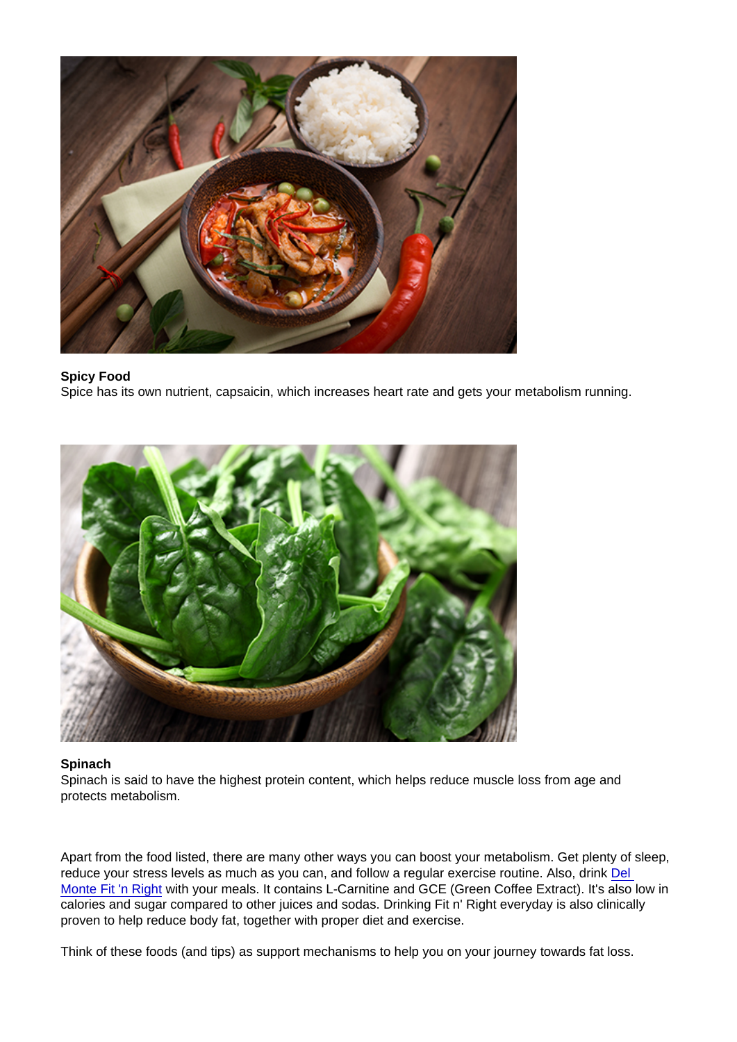**Spicy Food**
Spice has its own nutrient, capsaicin, which increases heart rate and gets your metabolism running.

**Spinach**
Spinach is said to have the highest protein content, which helps reduce muscle loss from age and protects metabolism.

Apart from the food listed, there are many other ways you can boost your metabolism. Get plenty of sleep, reduce your stress levels as much as you can, and follow a regular exercise routine. Also, drink Del Monte Fit 'n Right with your meals. It contains L-Carnitine and GCE (Green Coffee Extract). It's also low in calories and sugar compared to other juices and sodas. Drinking Fit n' Right everyday is also clinically proven to help reduce body fat, together with proper diet and exercise.

Think of these foods (and tips) as support mechanisms to help you on your journey towards fat loss.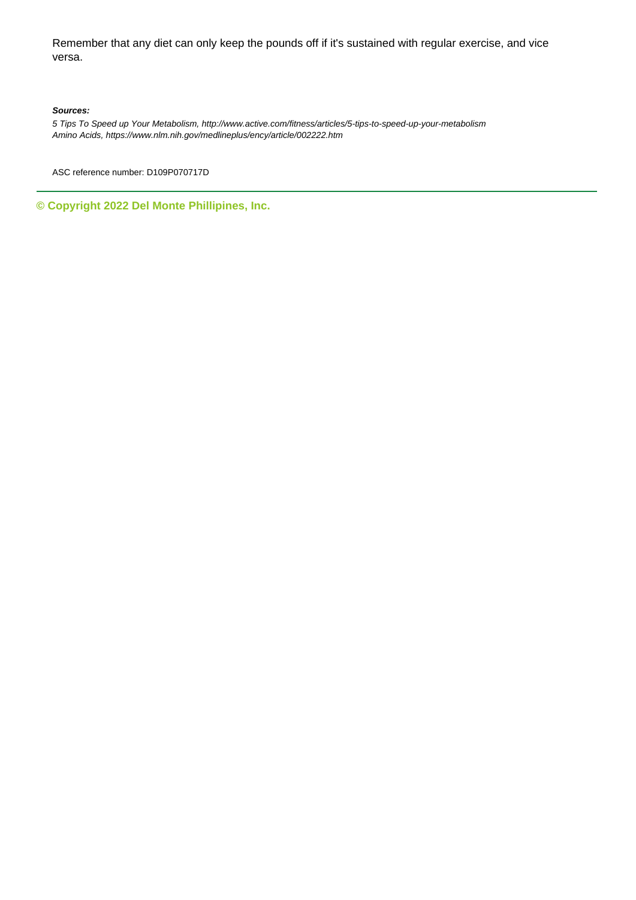Remember that any diet can only keep the pounds off if it's sustained with regular exercise, and vice versa.

***Sources:***

*5 Tips To Speed up Your Metabolism, http://www.active.com/fitness/articles/5-tips-to-speed-up-your-metabolism*
*Amino Acids, https://www.nlm.nih.gov/medlineplus/ency/article/002222.htm*

ASC reference number: D109P070717D

---

**© Copyright 2022 Del Monte Phillipines, Inc.**